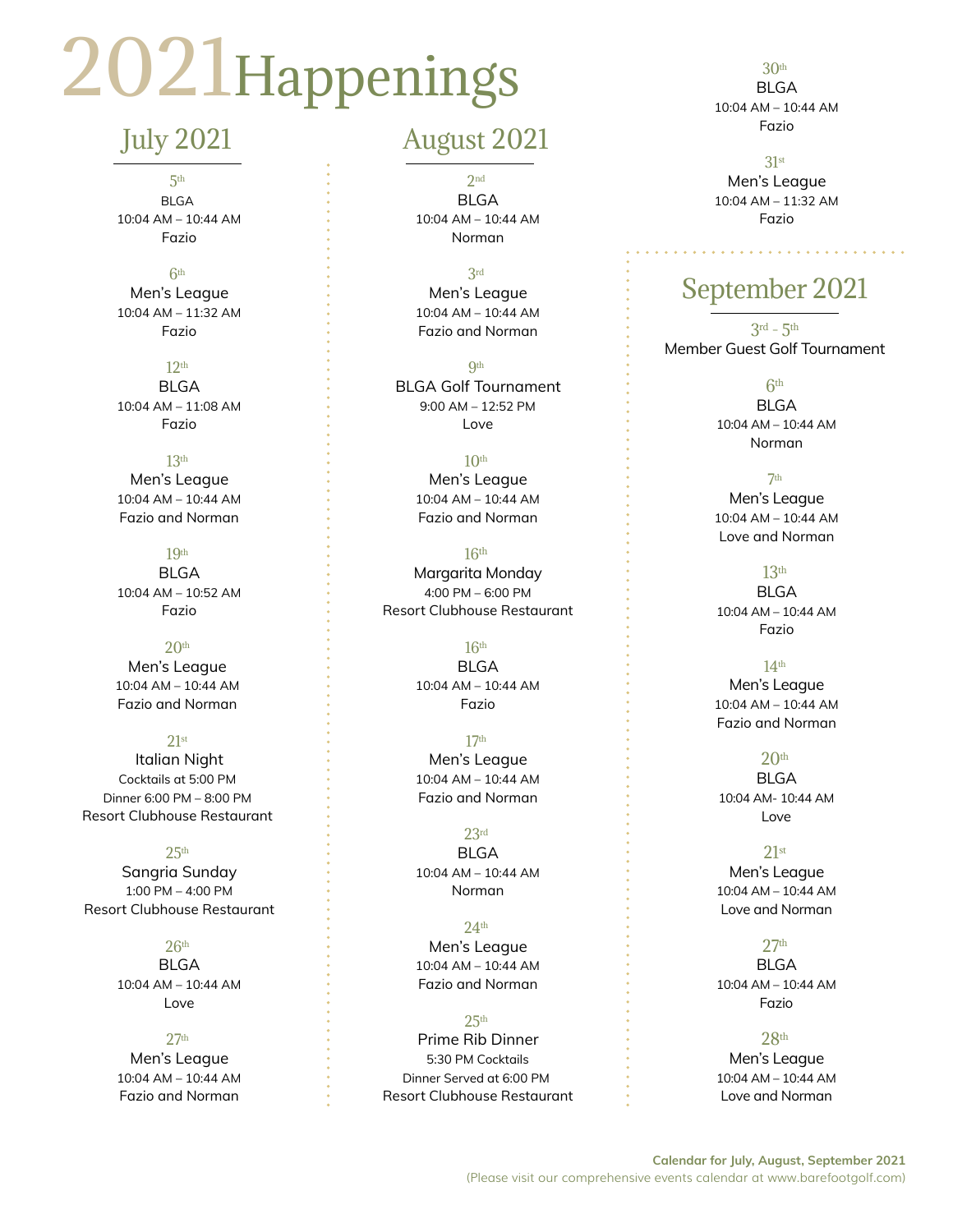# 2021 Happenings

## July 2021

5th
BLGA
10:04 AM – 10:44 AM
Fazio

6th
Men's League
10:04 AM – 11:32 AM
Fazio

12th
BLGA
10:04 AM – 11:08 AM
Fazio

13th
Men's League
10:04 AM – 10:44 AM
Fazio and Norman

19th
BLGA
10:04 AM – 10:52 AM
Fazio

20th
Men's League
10:04 AM – 10:44 AM
Fazio and Norman

21st
Italian Night
Cocktails at 5:00 PM
Dinner 6:00 PM – 8:00 PM
Resort Clubhouse Restaurant

25th
Sangria Sunday
1:00 PM – 4:00 PM
Resort Clubhouse Restaurant

26th
BLGA
10:04 AM – 10:44 AM
Love

27th
Men's League
10:04 AM – 10:44 AM
Fazio and Norman

## August 2021

2nd
BLGA
10:04 AM – 10:44 AM
Norman

3rd
Men's League
10:04 AM – 10:44 AM
Fazio and Norman

9th
BLGA Golf Tournament
9:00 AM – 12:52 PM
Love

10th
Men's League
10:04 AM – 10:44 AM
Fazio and Norman

16th
Margarita Monday
4:00 PM – 6:00 PM
Resort Clubhouse Restaurant

16th
BLGA
10:04 AM – 10:44 AM
Fazio

17th
Men's League
10:04 AM – 10:44 AM
Fazio and Norman

23rd
BLGA
10:04 AM – 10:44 AM
Norman

24th
Men's League
10:04 AM – 10:44 AM
Fazio and Norman

25th
Prime Rib Dinner
5:30 PM Cocktails
Dinner Served at 6:00 PM
Resort Clubhouse Restaurant

30th
BLGA
10:04 AM – 10:44 AM
Fazio

31st
Men's League
10:04 AM – 11:32 AM
Fazio

## September 2021

3rd - 5th
Member Guest Golf Tournament

6th
BLGA
10:04 AM – 10:44 AM
Norman

7th
Men's League
10:04 AM – 10:44 AM
Love and Norman

13th
BLGA
10:04 AM – 10:44 AM
Fazio

14th
Men's League
10:04 AM – 10:44 AM
Fazio and Norman

20th
BLGA
10:04 AM- 10:44 AM
Love

21st
Men's League
10:04 AM – 10:44 AM
Love and Norman

27th
BLGA
10:04 AM – 10:44 AM
Fazio

28th
Men's League
10:04 AM – 10:44 AM
Love and Norman

**Calendar for July, August, September 2021**
(Please visit our comprehensive events calendar at www.barefootgolf.com)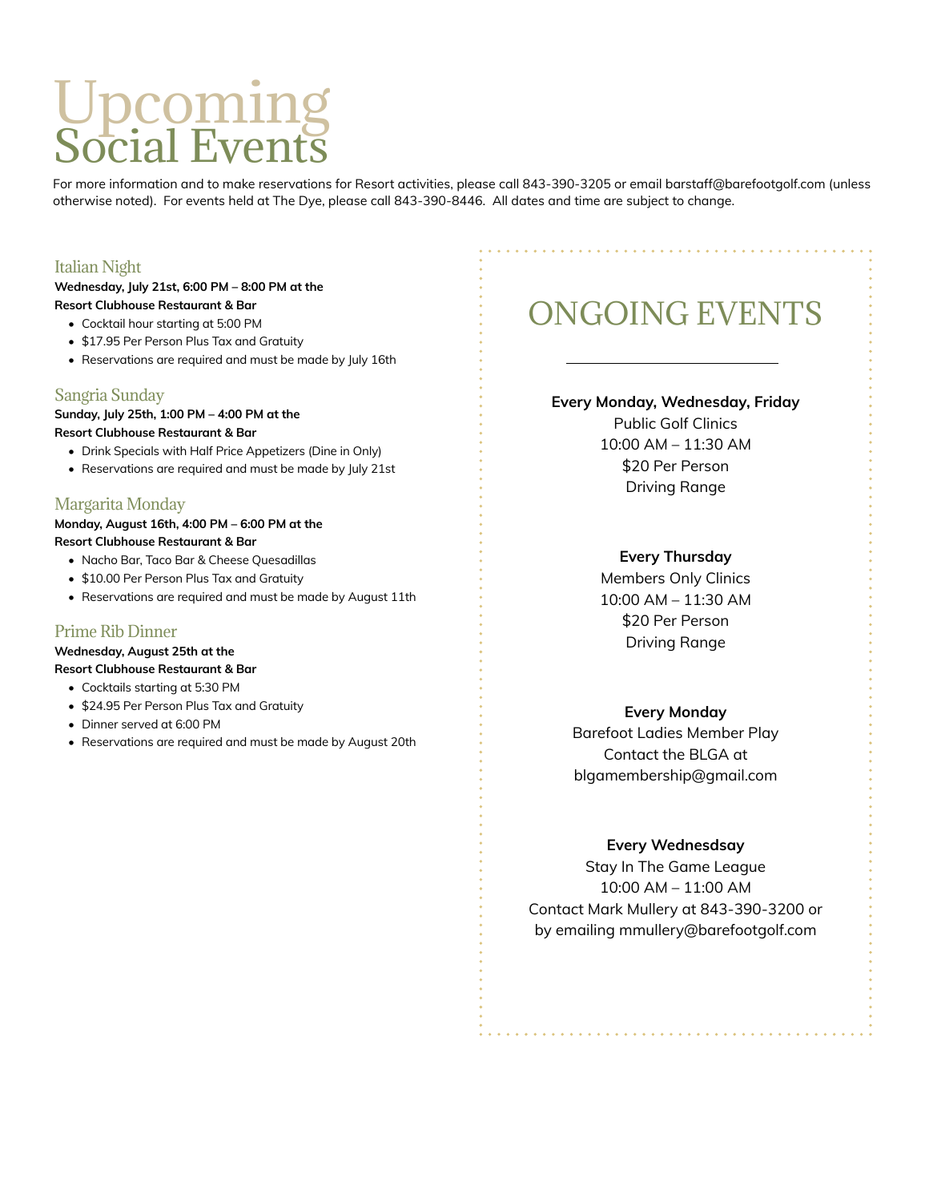# Upcoming Social Events

For more information and to make reservations for Resort activities, please call 843-390-3205 or email barstaff@barefootgolf.com (unless otherwise noted). For events held at The Dye, please call 843-390-8446. All dates and time are subject to change.

### Italian Night

**Wednesday, July 21st, 6:00 PM – 8:00 PM at the Resort Clubhouse Restaurant & Bar**

- Cocktail hour starting at 5:00 PM
- $17.95 Per Person Plus Tax and Gratuity
- Reservations are required and must be made by July 16th

### Sangria Sunday

**Sunday, July 25th, 1:00 PM – 4:00 PM at the Resort Clubhouse Restaurant & Bar**

- Drink Specials with Half Price Appetizers (Dine in Only)
- Reservations are required and must be made by July 21st

### Margarita Monday

**Monday, August 16th, 4:00 PM – 6:00 PM at the Resort Clubhouse Restaurant & Bar**

- Nacho Bar, Taco Bar & Cheese Quesadillas
- $10.00 Per Person Plus Tax and Gratuity
- Reservations are required and must be made by August 11th

### Prime Rib Dinner

**Wednesday, August 25th at the Resort Clubhouse Restaurant & Bar**

- Cocktails starting at 5:30 PM
- $24.95 Per Person Plus Tax and Gratuity
- Dinner served at 6:00 PM
- Reservations are required and must be made by August 20th

## ONGOING EVENTS

**Every Monday, Wednesday, Friday**
Public Golf Clinics
10:00 AM – 11:30 AM
$20 Per Person
Driving Range

**Every Thursday**
Members Only Clinics
10:00 AM – 11:30 AM
$20 Per Person
Driving Range

**Every Monday**
Barefoot Ladies Member Play
Contact the BLGA at
blgamembership@gmail.com

**Every Wednesdsay**
Stay In The Game League
10:00 AM – 11:00 AM
Contact Mark Mullery at 843-390-3200 or by emailing mmullery@barefootgolf.com